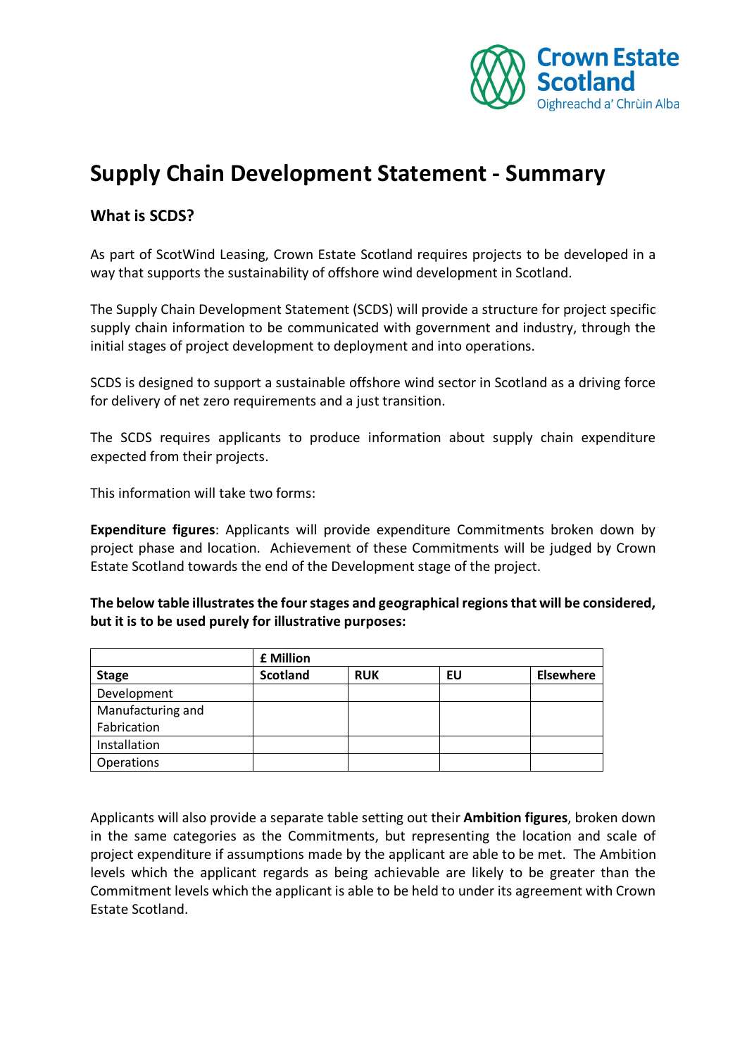# Supply Chain Development Statement - Summary

## What is SCDS?

As part of ScotWind Leasing, Crown Estate Scotland requires projects to be developed in a way that supports the sustainability of offshore wind development in Scotland.

The Supply Chain Development Statement (SCDS) will provide a structure for project specific supply chain information to be communicated with government and industry, through the initial stages of project development to deployment and into operations.

SCDS is designed to support a sustainable offshore wind sector in Scotland as a driving force for delivery of net zero requirements and a just transition.

The SCDS requires applicants to produce information about supply chain expenditure expected from their projects.

This information will take two forms:

**Expenditure figures**: Applicants will provide expenditure Commitments broken down by project phase and location. Achievement of these Commitments will be judged by Crown Estate Scotland towards the end of the Development stage of the project.

**The below table illustrates the four stages and geographical regions that will be considered, but it is to be used purely for illustrative purposes:**

| | **£ Million** | | | |
|---|---|---|---|---|
| **Stage** | **Scotland** | **RUK** | **EU** | **Elsewhere** |
| Development | | | | |
| Manufacturing and Fabrication | | | | |
| Installation | | | | |
| Operations | | | | |

Applicants will also provide a separate table setting out their **Ambition figures**, broken down in the same categories as the Commitments, but representing the location and scale of project expenditure if assumptions made by the applicant are able to be met. The Ambition levels which the applicant regards as being achievable are likely to be greater than the Commitment levels which the applicant is able to be held to under its agreement with Crown Estate Scotland.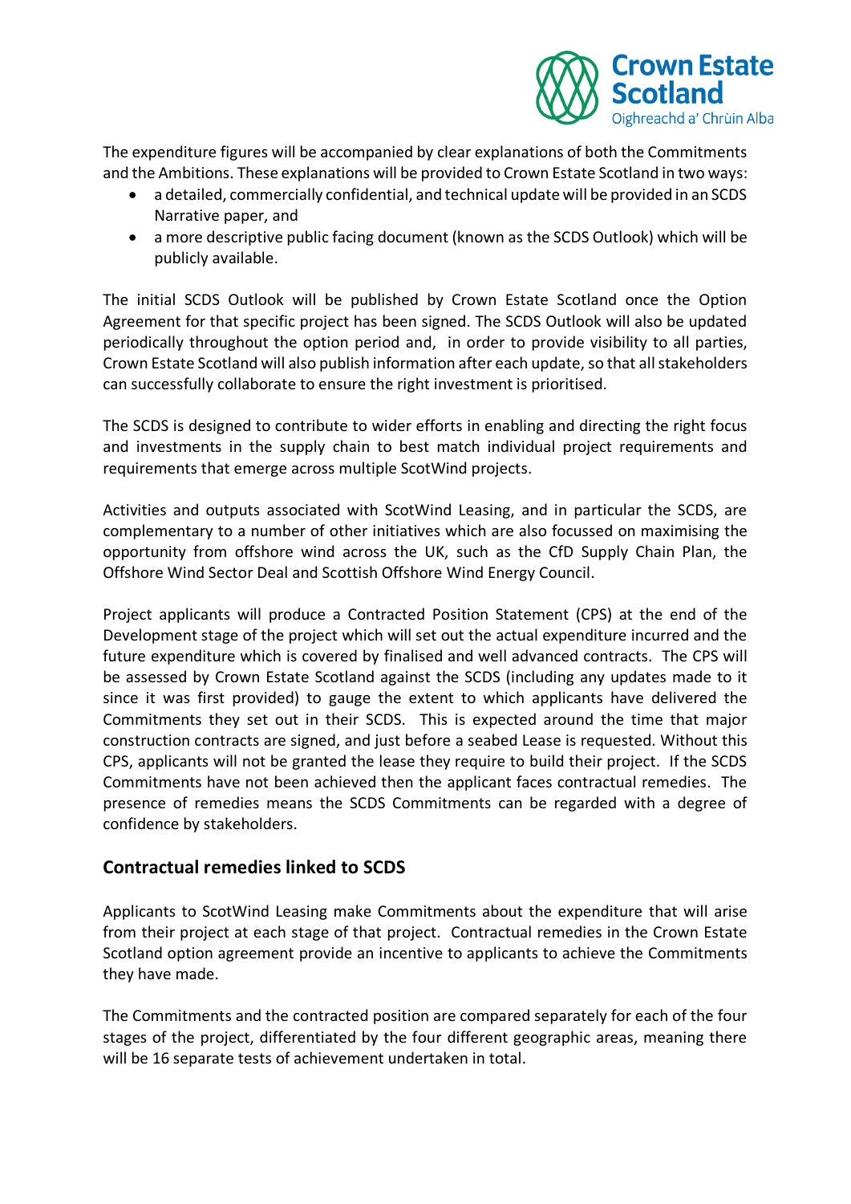The expenditure figures will be accompanied by clear explanations of both the Commitments and the Ambitions. These explanations will be provided to Crown Estate Scotland in two ways:

- a detailed, commercially confidential, and technical update will be provided in an SCDS Narrative paper, and
- a more descriptive public facing document (known as the SCDS Outlook) which will be publicly available.

The initial SCDS Outlook will be published by Crown Estate Scotland once the Option Agreement for that specific project has been signed. The SCDS Outlook will also be updated periodically throughout the option period and, in order to provide visibility to all parties, Crown Estate Scotland will also publish information after each update, so that all stakeholders can successfully collaborate to ensure the right investment is prioritised.

The SCDS is designed to contribute to wider efforts in enabling and directing the right focus and investments in the supply chain to best match individual project requirements and requirements that emerge across multiple ScotWind projects.

Activities and outputs associated with ScotWind Leasing, and in particular the SCDS, are complementary to a number of other initiatives which are also focussed on maximising the opportunity from offshore wind across the UK, such as the CfD Supply Chain Plan, the Offshore Wind Sector Deal and Scottish Offshore Wind Energy Council.

Project applicants will produce a Contracted Position Statement (CPS) at the end of the Development stage of the project which will set out the actual expenditure incurred and the future expenditure which is covered by finalised and well advanced contracts. The CPS will be assessed by Crown Estate Scotland against the SCDS (including any updates made to it since it was first provided) to gauge the extent to which applicants have delivered the Commitments they set out in their SCDS. This is expected around the time that major construction contracts are signed, and just before a seabed Lease is requested. Without this CPS, applicants will not be granted the lease they require to build their project. If the SCDS Commitments have not been achieved then the applicant faces contractual remedies. The presence of remedies means the SCDS Commitments can be regarded with a degree of confidence by stakeholders.

## Contractual remedies linked to SCDS

Applicants to ScotWind Leasing make Commitments about the expenditure that will arise from their project at each stage of that project. Contractual remedies in the Crown Estate Scotland option agreement provide an incentive to applicants to achieve the Commitments they have made.

The Commitments and the contracted position are compared separately for each of the four stages of the project, differentiated by the four different geographic areas, meaning there will be 16 separate tests of achievement undertaken in total.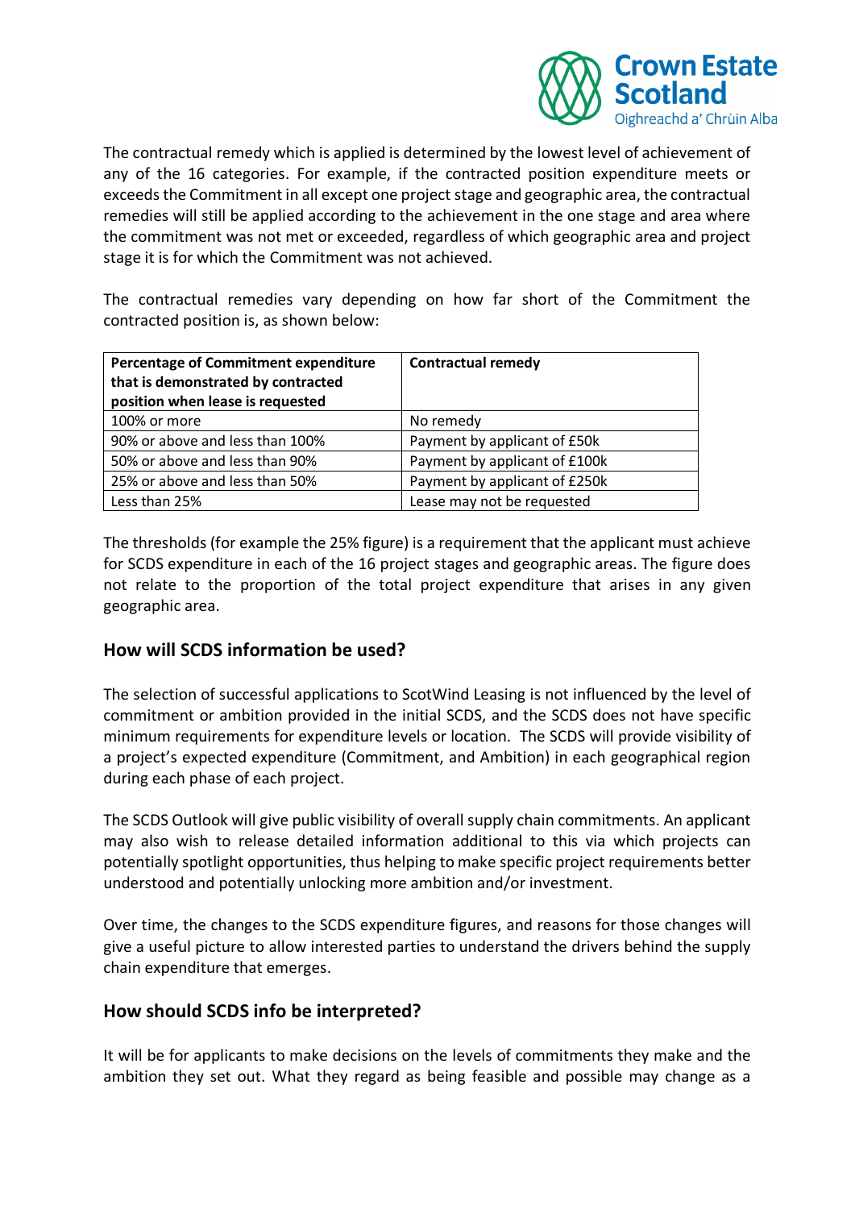The contractual remedy which is applied is determined by the lowest level of achievement of any of the 16 categories. For example, if the contracted position expenditure meets or exceeds the Commitment in all except one project stage and geographic area, the contractual remedies will still be applied according to the achievement in the one stage and area where the commitment was not met or exceeded, regardless of which geographic area and project stage it is for which the Commitment was not achieved.

The contractual remedies vary depending on how far short of the Commitment the contracted position is, as shown below:

| Percentage of Commitment expenditure that is demonstrated by contracted position when lease is requested | Contractual remedy |
|---|---|
| 100% or more | No remedy |
| 90% or above and less than 100% | Payment by applicant of £50k |
| 50% or above and less than 90% | Payment by applicant of £100k |
| 25% or above and less than 50% | Payment by applicant of £250k |
| Less than 25% | Lease may not be requested |

The thresholds (for example the 25% figure) is a requirement that the applicant must achieve for SCDS expenditure in each of the 16 project stages and geographic areas. The figure does not relate to the proportion of the total project expenditure that arises in any given geographic area.

## How will SCDS information be used?

The selection of successful applications to ScotWind Leasing is not influenced by the level of commitment or ambition provided in the initial SCDS, and the SCDS does not have specific minimum requirements for expenditure levels or location. The SCDS will provide visibility of a project's expected expenditure (Commitment, and Ambition) in each geographical region during each phase of each project.

The SCDS Outlook will give public visibility of overall supply chain commitments. An applicant may also wish to release detailed information additional to this via which projects can potentially spotlight opportunities, thus helping to make specific project requirements better understood and potentially unlocking more ambition and/or investment.

Over time, the changes to the SCDS expenditure figures, and reasons for those changes will give a useful picture to allow interested parties to understand the drivers behind the supply chain expenditure that emerges.

## How should SCDS info be interpreted?

It will be for applicants to make decisions on the levels of commitments they make and the ambition they set out. What they regard as being feasible and possible may change as a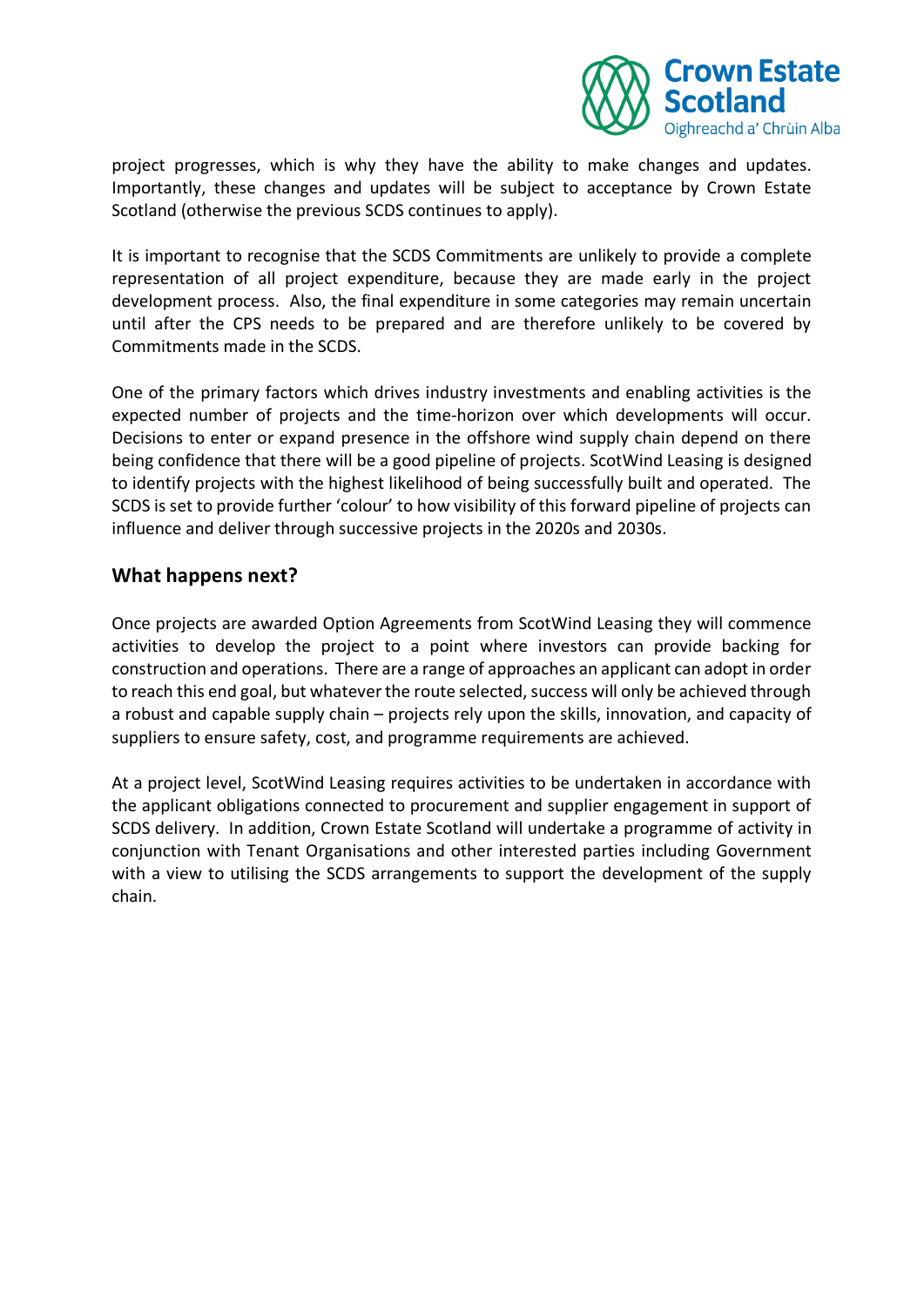project progresses, which is why they have the ability to make changes and updates. Importantly, these changes and updates will be subject to acceptance by Crown Estate Scotland (otherwise the previous SCDS continues to apply).

It is important to recognise that the SCDS Commitments are unlikely to provide a complete representation of all project expenditure, because they are made early in the project development process. Also, the final expenditure in some categories may remain uncertain until after the CPS needs to be prepared and are therefore unlikely to be covered by Commitments made in the SCDS.

One of the primary factors which drives industry investments and enabling activities is the expected number of projects and the time-horizon over which developments will occur. Decisions to enter or expand presence in the offshore wind supply chain depend on there being confidence that there will be a good pipeline of projects. ScotWind Leasing is designed to identify projects with the highest likelihood of being successfully built and operated. The SCDS is set to provide further 'colour' to how visibility of this forward pipeline of projects can influence and deliver through successive projects in the 2020s and 2030s.

## What happens next?

Once projects are awarded Option Agreements from ScotWind Leasing they will commence activities to develop the project to a point where investors can provide backing for construction and operations. There are a range of approaches an applicant can adopt in order to reach this end goal, but whatever the route selected, success will only be achieved through a robust and capable supply chain – projects rely upon the skills, innovation, and capacity of suppliers to ensure safety, cost, and programme requirements are achieved.

At a project level, ScotWind Leasing requires activities to be undertaken in accordance with the applicant obligations connected to procurement and supplier engagement in support of SCDS delivery. In addition, Crown Estate Scotland will undertake a programme of activity in conjunction with Tenant Organisations and other interested parties including Government with a view to utilising the SCDS arrangements to support the development of the supply chain.